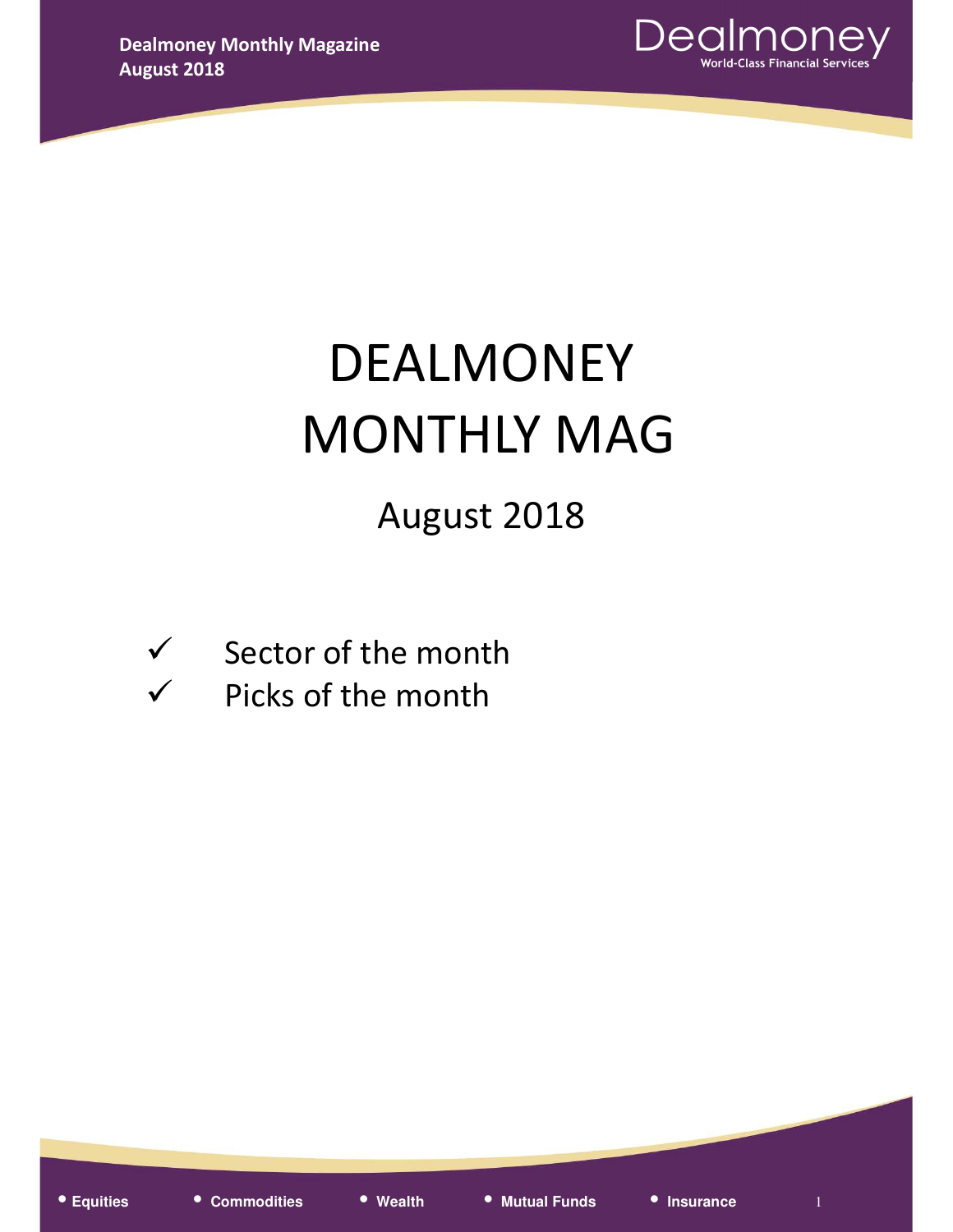# DEALMONEY MONTHLY MAG

## August 2018

- ✓ Sector of the month
- ✓ Picks of the month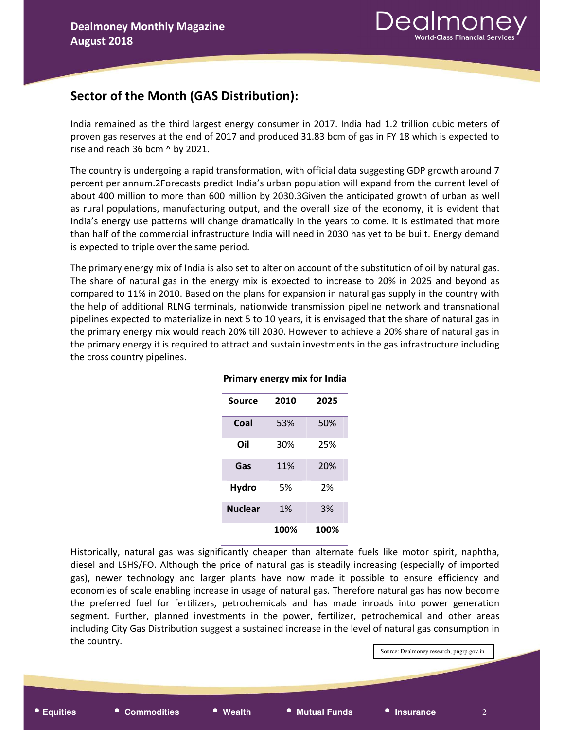## Sector of the Month (GAS Distribution):

India remained as the third largest energy consumer in 2017. India had 1.2 trillion cubic meters of proven gas reserves at the end of 2017 and produced 31.83 bcm of gas in FY 18 which is expected to rise and reach 36 bcm ^ by 2021.

The country is undergoing a rapid transformation, with official data suggesting GDP growth around 7 percent per annum.2Forecasts predict India's urban population will expand from the current level of about 400 million to more than 600 million by 2030.3Given the anticipated growth of urban as well as rural populations, manufacturing output, and the overall size of the economy, it is evident that India's energy use patterns will change dramatically in the years to come. It is estimated that more than half of the commercial infrastructure India will need in 2030 has yet to be built. Energy demand is expected to triple over the same period.

The primary energy mix of India is also set to alter on account of the substitution of oil by natural gas. The share of natural gas in the energy mix is expected to increase to 20% in 2025 and beyond as compared to 11% in 2010. Based on the plans for expansion in natural gas supply in the country with the help of additional RLNG terminals, nationwide transmission pipeline network and transnational pipelines expected to materialize in next 5 to 10 years, it is envisaged that the share of natural gas in the primary energy mix would reach 20% till 2030. However to achieve a 20% share of natural gas in the primary energy it is required to attract and sustain investments in the gas infrastructure including the cross country pipelines.

**Primary energy mix for India**

| Source | 2010 | 2025 |
|---|---|---|
| **Coal** | 53% | 50% |
| **Oil** | 30% | 25% |
| **Gas** | 11% | 20% |
| **Hydro** | 5% | 2% |
| **Nuclear** | 1% | 3% |
| | **100%** | **100%** |

Historically, natural gas was significantly cheaper than alternate fuels like motor spirit, naphtha, diesel and LSHS/FO. Although the price of natural gas is steadily increasing (especially of imported gas), newer technology and larger plants have now made it possible to ensure efficiency and economies of scale enabling increase in usage of natural gas. Therefore natural gas has now become the preferred fuel for fertilizers, petrochemicals and has made inroads into power generation segment. Further, planned investments in the power, fertilizer, petrochemical and other areas including City Gas Distribution suggest a sustained increase in the level of natural gas consumption in the country.

Source: Dealmoney research, pngrp.gov.in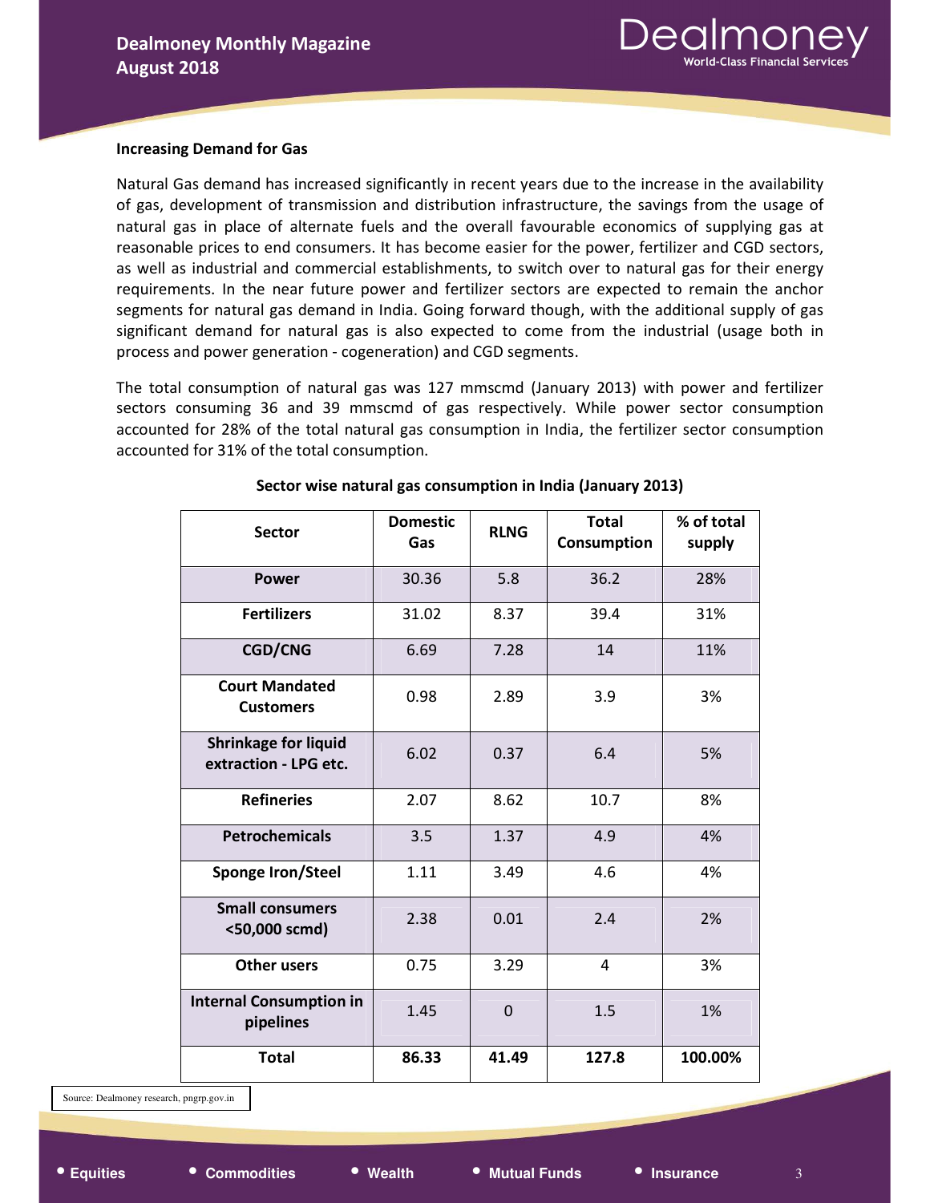## Increasing Demand for Gas

Natural Gas demand has increased significantly in recent years due to the increase in the availability of gas, development of transmission and distribution infrastructure, the savings from the usage of natural gas in place of alternate fuels and the overall favourable economics of supplying gas at reasonable prices to end consumers. It has become easier for the power, fertilizer and CGD sectors, as well as industrial and commercial establishments, to switch over to natural gas for their energy requirements. In the near future power and fertilizer sectors are expected to remain the anchor segments for natural gas demand in India. Going forward though, with the additional supply of gas significant demand for natural gas is also expected to come from the industrial (usage both in process and power generation - cogeneration) and CGD segments.

The total consumption of natural gas was 127 mmscmd (January 2013) with power and fertilizer sectors consuming 36 and 39 mmscmd of gas respectively. While power sector consumption accounted for 28% of the total natural gas consumption in India, the fertilizer sector consumption accounted for 31% of the total consumption.

**Sector wise natural gas consumption in India (January 2013)**

| Sector | Domestic Gas | RLNG | Total Consumption | % of total supply |
|---|---|---|---|---|
| Power | 30.36 | 5.8 | 36.2 | 28% |
| Fertilizers | 31.02 | 8.37 | 39.4 | 31% |
| CGD/CNG | 6.69 | 7.28 | 14 | 11% |
| Court Mandated Customers | 0.98 | 2.89 | 3.9 | 3% |
| Shrinkage for liquid extraction - LPG etc. | 6.02 | 0.37 | 6.4 | 5% |
| Refineries | 2.07 | 8.62 | 10.7 | 8% |
| Petrochemicals | 3.5 | 1.37 | 4.9 | 4% |
| Sponge Iron/Steel | 1.11 | 3.49 | 4.6 | 4% |
| Small consumers <50,000 scmd) | 2.38 | 0.01 | 2.4 | 2% |
| Other users | 0.75 | 3.29 | 4 | 3% |
| Internal Consumption in pipelines | 1.45 | 0 | 1.5 | 1% |
| **Total** | **86.33** | **41.49** | **127.8** | **100.00%** |

Source: Dealmoney research, pngrp.gov.in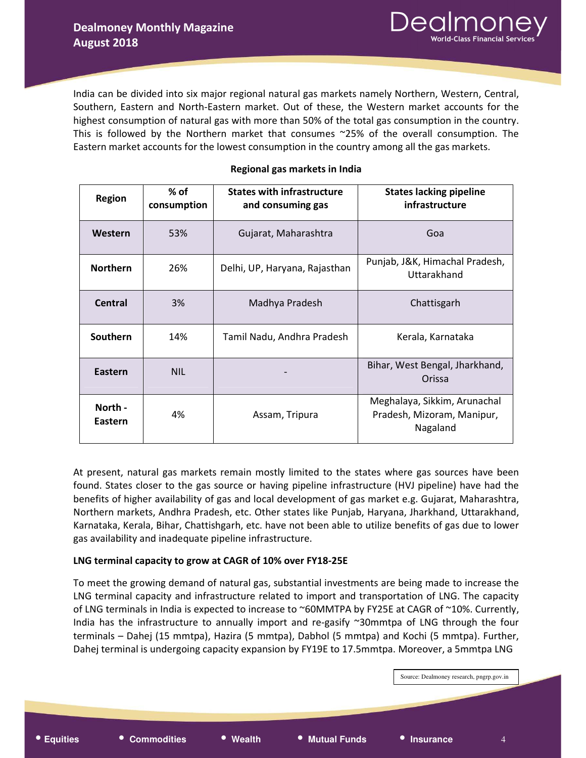India can be divided into six major regional natural gas markets namely Northern, Western, Central, Southern, Eastern and North-Eastern market. Out of these, the Western market accounts for the highest consumption of natural gas with more than 50% of the total gas consumption in the country. This is followed by the Northern market that consumes ~25% of the overall consumption. The Eastern market accounts for the lowest consumption in the country among all the gas markets.

**Regional gas markets in India**

| Region | % of consumption | States with infrastructure and consuming gas | States lacking pipeline infrastructure |
|---|---|---|---|
| **Western** | 53% | Gujarat, Maharashtra | Goa |
| **Northern** | 26% | Delhi, UP, Haryana, Rajasthan | Punjab, J&K, Himachal Pradesh, Uttarakhand |
| **Central** | 3% | Madhya Pradesh | Chattisgarh |
| **Southern** | 14% | Tamil Nadu, Andhra Pradesh | Kerala, Karnataka |
| **Eastern** | NIL | - | Bihar, West Bengal, Jharkhand, Orissa |
| **North - Eastern** | 4% | Assam, Tripura | Meghalaya, Sikkim, Arunachal Pradesh, Mizoram, Manipur, Nagaland |

At present, natural gas markets remain mostly limited to the states where gas sources have been found. States closer to the gas source or having pipeline infrastructure (HVJ pipeline) have had the benefits of higher availability of gas and local development of gas market e.g. Gujarat, Maharashtra, Northern markets, Andhra Pradesh, etc. Other states like Punjab, Haryana, Jharkhand, Uttarakhand, Karnataka, Kerala, Bihar, Chattishgarh, etc. have not been able to utilize benefits of gas due to lower gas availability and inadequate pipeline infrastructure.

**LNG terminal capacity to grow at CAGR of 10% over FY18-25E**

To meet the growing demand of natural gas, substantial investments are being made to increase the LNG terminal capacity and infrastructure related to import and transportation of LNG. The capacity of LNG terminals in India is expected to increase to ~60MMTPA by FY25E at CAGR of ~10%. Currently, India has the infrastructure to annually import and re-gasify ~30mmtpa of LNG through the four terminals – Dahej (15 mmtpa), Hazira (5 mmtpa), Dabhol (5 mmtpa) and Kochi (5 mmtpa). Further, Dahej terminal is undergoing capacity expansion by FY19E to 17.5mmtpa. Moreover, a 5mmtpa LNG

Source: Dealmoney research, pngrp.gov.in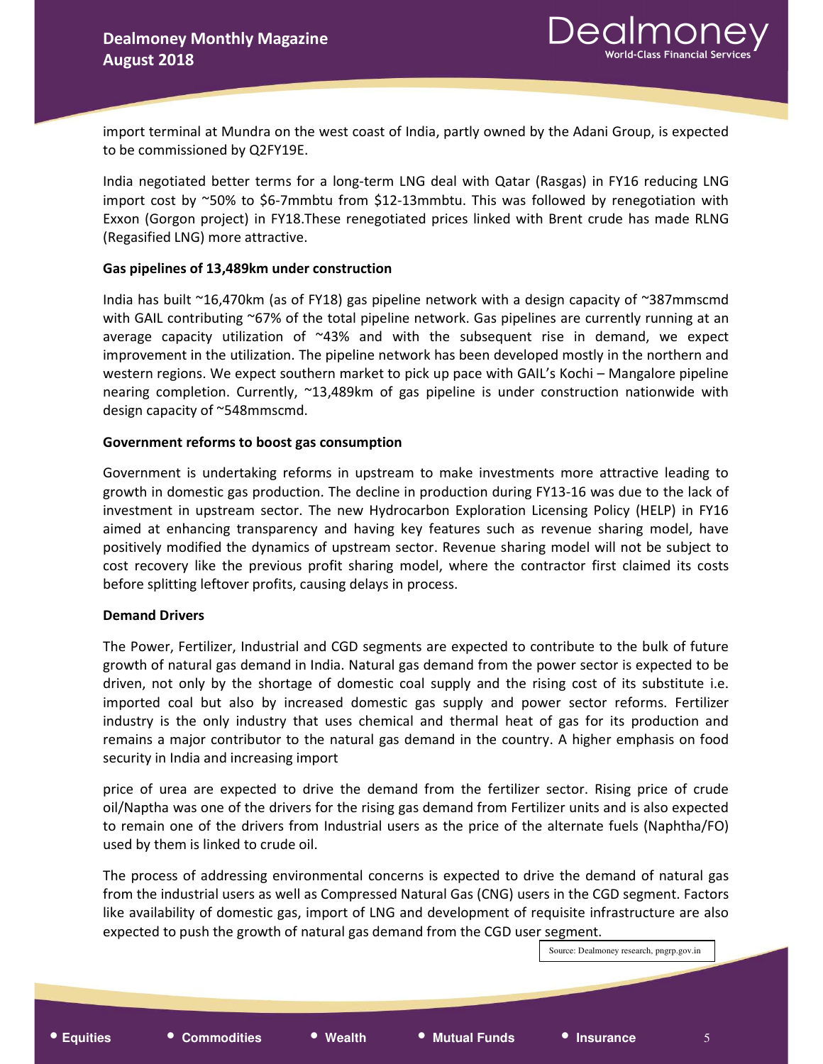import terminal at Mundra on the west coast of India, partly owned by the Adani Group, is expected to be commissioned by Q2FY19E.

India negotiated better terms for a long-term LNG deal with Qatar (Rasgas) in FY16 reducing LNG import cost by ~50% to $6-7mmbtu from $12-13mmbtu. This was followed by renegotiation with Exxon (Gorgon project) in FY18.These renegotiated prices linked with Brent crude has made RLNG (Regasified LNG) more attractive.

**Gas pipelines of 13,489km under construction**

India has built ~16,470km (as of FY18) gas pipeline network with a design capacity of ~387mmscmd with GAIL contributing ~67% of the total pipeline network. Gas pipelines are currently running at an average capacity utilization of ~43% and with the subsequent rise in demand, we expect improvement in the utilization. The pipeline network has been developed mostly in the northern and western regions. We expect southern market to pick up pace with GAIL's Kochi – Mangalore pipeline nearing completion. Currently, ~13,489km of gas pipeline is under construction nationwide with design capacity of ~548mmscmd.

**Government reforms to boost gas consumption**

Government is undertaking reforms in upstream to make investments more attractive leading to growth in domestic gas production. The decline in production during FY13-16 was due to the lack of investment in upstream sector. The new Hydrocarbon Exploration Licensing Policy (HELP) in FY16 aimed at enhancing transparency and having key features such as revenue sharing model, have positively modified the dynamics of upstream sector. Revenue sharing model will not be subject to cost recovery like the previous profit sharing model, where the contractor first claimed its costs before splitting leftover profits, causing delays in process.

**Demand Drivers**

The Power, Fertilizer, Industrial and CGD segments are expected to contribute to the bulk of future growth of natural gas demand in India. Natural gas demand from the power sector is expected to be driven, not only by the shortage of domestic coal supply and the rising cost of its substitute i.e. imported coal but also by increased domestic gas supply and power sector reforms. Fertilizer industry is the only industry that uses chemical and thermal heat of gas for its production and remains a major contributor to the natural gas demand in the country. A higher emphasis on food security in India and increasing import

price of urea are expected to drive the demand from the fertilizer sector. Rising price of crude oil/Naptha was one of the drivers for the rising gas demand from Fertilizer units and is also expected to remain one of the drivers from Industrial users as the price of the alternate fuels (Naphtha/FO) used by them is linked to crude oil.

The process of addressing environmental concerns is expected to drive the demand of natural gas from the industrial users as well as Compressed Natural Gas (CNG) users in the CGD segment. Factors like availability of domestic gas, import of LNG and development of requisite infrastructure are also expected to push the growth of natural gas demand from the CGD user segment.

Source: Dealmoney research, pngrp.gov.in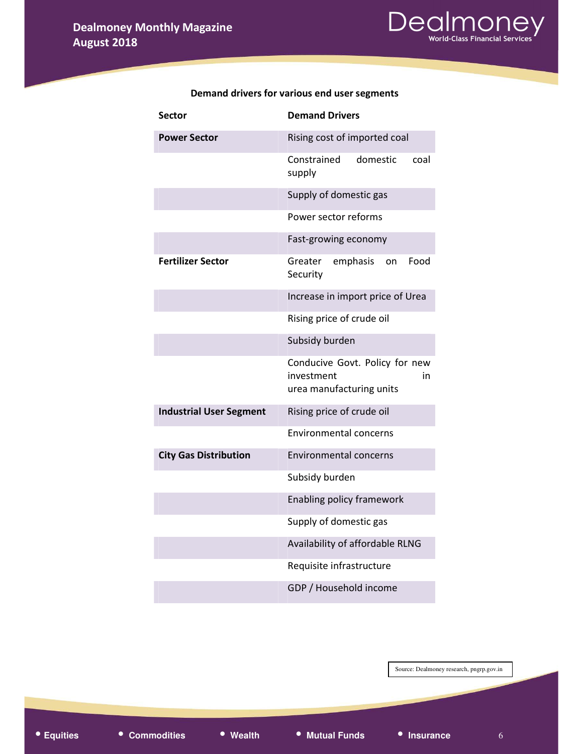**Demand drivers for various end user segments**

| Sector | Demand Drivers |
|---|---|
| **Power Sector** | Rising cost of imported coal |
| | Constrained domestic coal supply |
| | Supply of domestic gas |
| | Power sector reforms |
| | Fast-growing economy |
| **Fertilizer Sector** | Greater emphasis on Food Security |
| | Increase in import price of Urea |
| | Rising price of crude oil |
| | Subsidy burden |
| | Conducive Govt. Policy for new investment in urea manufacturing units |
| **Industrial User Segment** | Rising price of crude oil |
| | Environmental concerns |
| **City Gas Distribution** | Environmental concerns |
| | Subsidy burden |
| | Enabling policy framework |
| | Supply of domestic gas |
| | Availability of affordable RLNG |
| | Requisite infrastructure |
| | GDP / Household income |

Source: Dealmoney research, pngrp.gov.in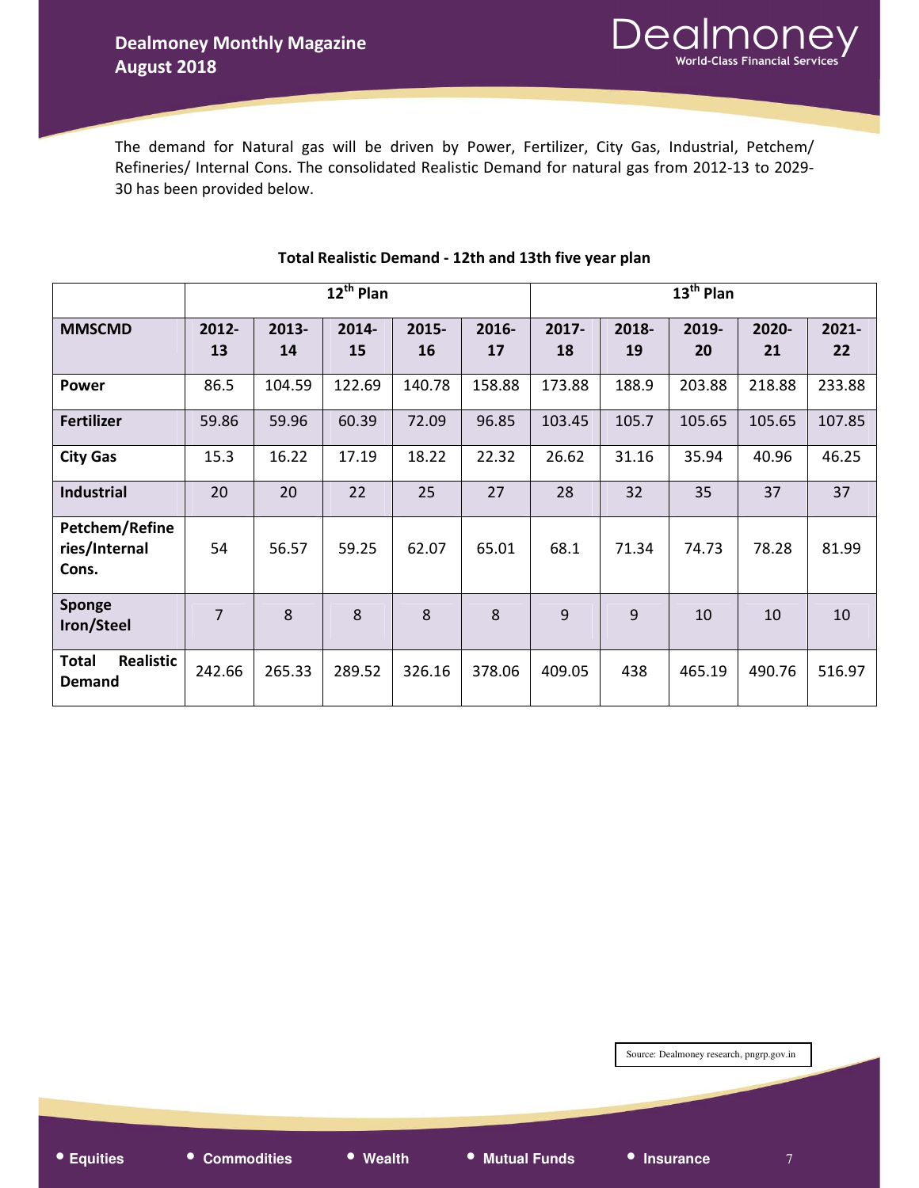The demand for Natural gas will be driven by Power, Fertilizer, City Gas, Industrial, Petchem/ Refineries/ Internal Cons. The consolidated Realistic Demand for natural gas from 2012-13 to 2029-30 has been provided below.

**Total Realistic Demand - 12th and 13th five year plan**

| | 12th Plan | | | | | 13th Plan | | | | |
|---|---|---|---|---|---|---|---|---|---|---|
| **MMSCMD** | **2012-13** | **2013-14** | **2014-15** | **2015-16** | **2016-17** | **2017-18** | **2018-19** | **2019-20** | **2020-21** | **2021-22** |
| **Power** | 86.5 | 104.59 | 122.69 | 140.78 | 158.88 | 173.88 | 188.9 | 203.88 | 218.88 | 233.88 |
| **Fertilizer** | 59.86 | 59.96 | 60.39 | 72.09 | 96.85 | 103.45 | 105.7 | 105.65 | 105.65 | 107.85 |
| **City Gas** | 15.3 | 16.22 | 17.19 | 18.22 | 22.32 | 26.62 | 31.16 | 35.94 | 40.96 | 46.25 |
| **Industrial** | 20 | 20 | 22 | 25 | 27 | 28 | 32 | 35 | 37 | 37 |
| **Petchem/Refineries/Internal Cons.** | 54 | 56.57 | 59.25 | 62.07 | 65.01 | 68.1 | 71.34 | 74.73 | 78.28 | 81.99 |
| **Sponge Iron/Steel** | 7 | 8 | 8 | 8 | 8 | 9 | 9 | 10 | 10 | 10 |
| **Total Realistic Demand** | 242.66 | 265.33 | 289.52 | 326.16 | 378.06 | 409.05 | 438 | 465.19 | 490.76 | 516.97 |

Source: Dealmoney research, pngrp.gov.in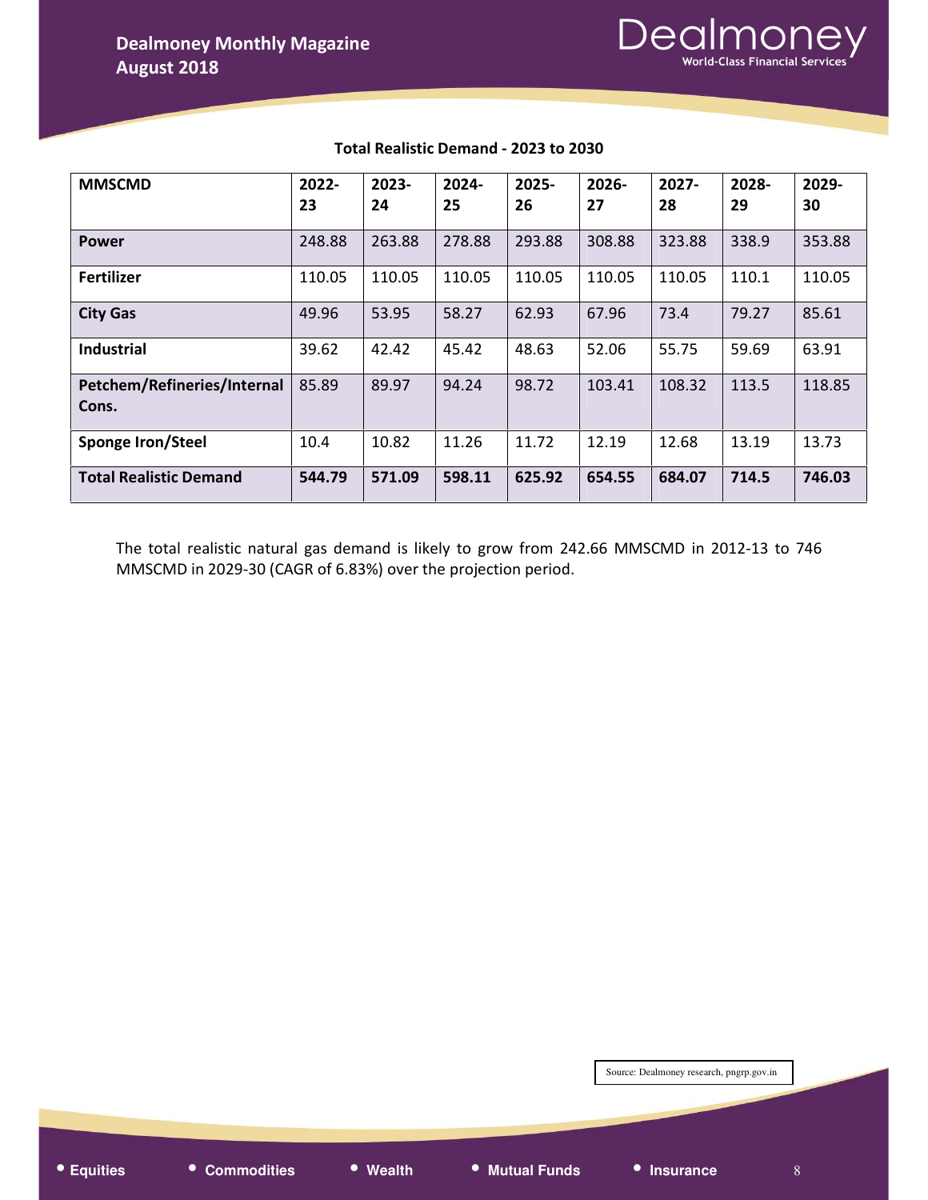**Total Realistic Demand - 2023 to 2030**

| MMSCMD | 2022-23 | 2023-24 | 2024-25 | 2025-26 | 2026-27 | 2027-28 | 2028-29 | 2029-30 |
|---|---|---|---|---|---|---|---|---|
| **Power** | 248.88 | 263.88 | 278.88 | 293.88 | 308.88 | 323.88 | 338.9 | 353.88 |
| **Fertilizer** | 110.05 | 110.05 | 110.05 | 110.05 | 110.05 | 110.05 | 110.1 | 110.05 |
| **City Gas** | 49.96 | 53.95 | 58.27 | 62.93 | 67.96 | 73.4 | 79.27 | 85.61 |
| **Industrial** | 39.62 | 42.42 | 45.42 | 48.63 | 52.06 | 55.75 | 59.69 | 63.91 |
| **Petchem/Refineries/Internal Cons.** | 85.89 | 89.97 | 94.24 | 98.72 | 103.41 | 108.32 | 113.5 | 118.85 |
| **Sponge Iron/Steel** | 10.4 | 10.82 | 11.26 | 11.72 | 12.19 | 12.68 | 13.19 | 13.73 |
| **Total Realistic Demand** | **544.79** | **571.09** | **598.11** | **625.92** | **654.55** | **684.07** | **714.5** | **746.03** |

The total realistic natural gas demand is likely to grow from 242.66 MMSCMD in 2012-13 to 746 MMSCMD in 2029-30 (CAGR of 6.83%) over the projection period.

Source: Dealmoney research, pngrp.gov.in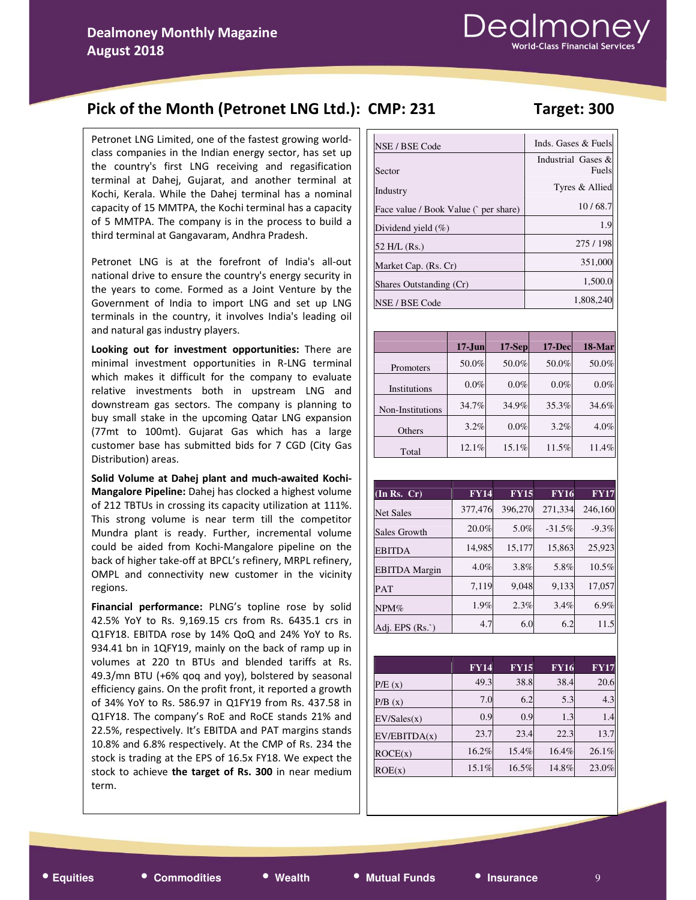## Pick of the Month (Petronet LNG Ltd.): CMP: 231 Target: 300

Petronet LNG Limited, one of the fastest growing world-class companies in the Indian energy sector, has set up the country's first LNG receiving and regasification terminal at Dahej, Gujarat, and another terminal at Kochi, Kerala. While the Dahej terminal has a nominal capacity of 15 MMTPA, the Kochi terminal has a capacity of 5 MMTPA. The company is in the process to build a third terminal at Gangavaram, Andhra Pradesh.

Petronet LNG is at the forefront of India's all-out national drive to ensure the country's energy security in the years to come. Formed as a Joint Venture by the Government of India to import LNG and set up LNG terminals in the country, it involves India's leading oil and natural gas industry players.

**Looking out for investment opportunities:** There are minimal investment opportunities in R-LNG terminal which makes it difficult for the company to evaluate relative investments both in upstream LNG and downstream gas sectors. The company is planning to buy small stake in the upcoming Qatar LNG expansion (77mt to 100mt). Gujarat Gas which has a large customer base has submitted bids for 7 CGD (City Gas Distribution) areas.

**Solid Volume at Dahej plant and much-awaited Kochi-Mangalore Pipeline:** Dahej has clocked a highest volume of 212 TBTUs in crossing its capacity utilization at 111%. This strong volume is near term till the competitor Mundra plant is ready. Further, incremental volume could be aided from Kochi-Mangalore pipeline on the back of higher take-off at BPCL's refinery, MRPL refinery, OMPL and connectivity new customer in the vicinity regions.

**Financial performance:** PLNG's topline rose by solid 42.5% YoY to Rs. 9,169.15 crs from Rs. 6435.1 crs in Q1FY18. EBITDA rose by 14% QoQ and 24% YoY to Rs. 934.41 bn in 1QFY19, mainly on the back of ramp up in volumes at 220 tn BTUs and blended tariffs at Rs. 49.3/mn BTU (+6% qoq and yoy), bolstered by seasonal efficiency gains. On the profit front, it reported a growth of 34% YoY to Rs. 586.97 in Q1FY19 from Rs. 437.58 in Q1FY18. The company's RoE and RoCE stands 21% and 22.5%, respectively. It's EBITDA and PAT margins stands 10.8% and 6.8% respectively. At the CMP of Rs. 234 the stock is trading at the EPS of 16.5x FY18. We expect the stock to achieve **the target of Rs. 300** in near medium term.

| | |
|---|---|
| NSE / BSE Code | Inds. Gases & Fuels |
| Sector | Industrial Gases & Fuels |
| Industry | Tyres & Allied |
| Face value / Book Value (` per share) | 10 / 68.7 |
| Dividend yield (%) | 1.9 |
| 52 H/L (Rs.) | 275 / 198 |
| Market Cap. (Rs. Cr) | 351,000 |
| Shares Outstanding (Cr) | 1,500.0 |
| NSE / BSE Code | 1,808,240 |

| | 17-Jun | 17-Sep | 17-Dec | 18-Mar |
|---|---|---|---|---|
| Promoters | 50.0% | 50.0% | 50.0% | 50.0% |
| Institutions | 0.0% | 0.0% | 0.0% | 0.0% |
| Non-Institutions | 34.7% | 34.9% | 35.3% | 34.6% |
| Others | 3.2% | 0.0% | 3.2% | 4.0% |
| Total | 12.1% | 15.1% | 11.5% | 11.4% |

| (In Rs. Cr) | FY14 | FY15 | FY16 | FY17 |
|---|---|---|---|---|
| Net Sales | 377,476 | 396,270 | 271,334 | 246,160 |
| Sales Growth | 20.0% | 5.0% | -31.5% | -9.3% |
| EBITDA | 14,985 | 15,177 | 15,863 | 25,923 |
| EBITDA Margin | 4.0% | 3.8% | 5.8% | 10.5% |
| PAT | 7,119 | 9,048 | 9,133 | 17,057 |
| NPM% | 1.9% | 2.3% | 3.4% | 6.9% |
| Adj. EPS (Rs.`) | 4.7 | 6.0 | 6.2 | 11.5 |

| | FY14 | FY15 | FY16 | FY17 |
|---|---|---|---|---|
| P/E (x) | 49.3 | 38.8 | 38.4 | 20.6 |
| P/B (x) | 7.0 | 6.2 | 5.3 | 4.3 |
| EV/Sales(x) | 0.9 | 0.9 | 1.3 | 1.4 |
| EV/EBITDA(x) | 23.7 | 23.4 | 22.3 | 13.7 |
| ROCE(x) | 16.2% | 15.4% | 16.4% | 26.1% |
| ROE(x) | 15.1% | 16.5% | 14.8% | 23.0% |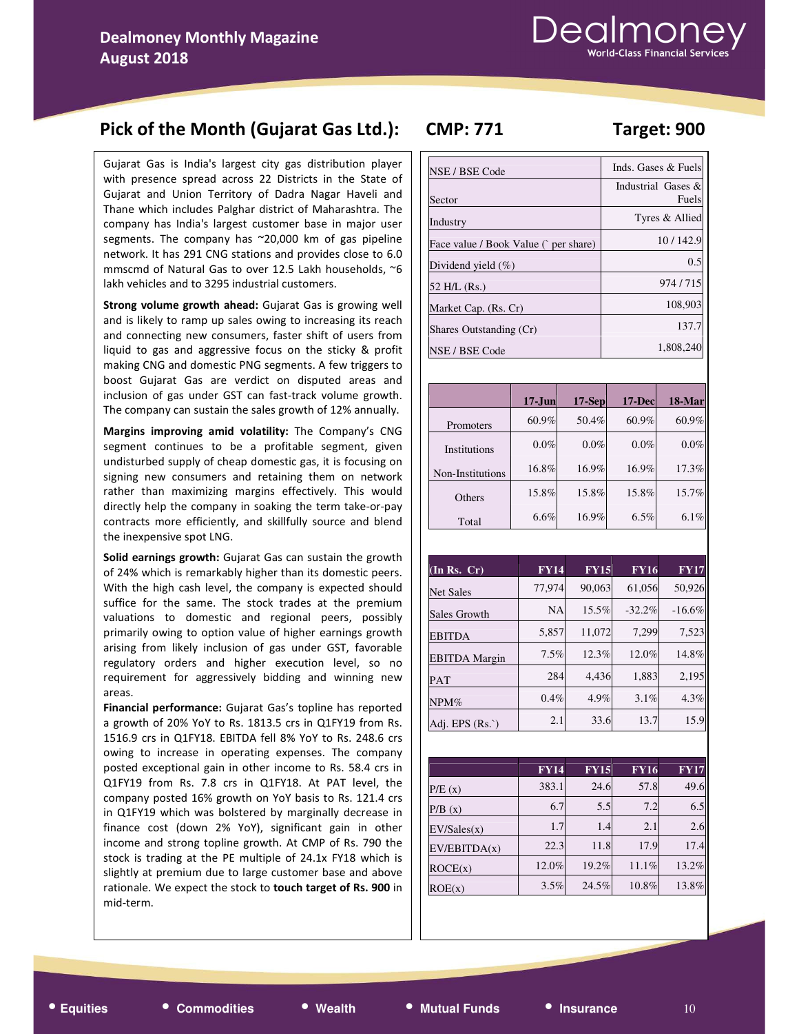## Pick of the Month (Gujarat Gas Ltd.): CMP: 771 Target: 900

Gujarat Gas is India's largest city gas distribution player with presence spread across 22 Districts in the State of Gujarat and Union Territory of Dadra Nagar Haveli and Thane which includes Palghar district of Maharashtra. The company has India's largest customer base in major user segments. The company has ~20,000 km of gas pipeline network. It has 291 CNG stations and provides close to 6.0 mmscmd of Natural Gas to over 12.5 Lakh households, ~6 lakh vehicles and to 3295 industrial customers.

**Strong volume growth ahead:** Gujarat Gas is growing well and is likely to ramp up sales owing to increasing its reach and connecting new consumers, faster shift of users from liquid to gas and aggressive focus on the sticky & profit making CNG and domestic PNG segments. A few triggers to boost Gujarat Gas are verdict on disputed areas and inclusion of gas under GST can fast-track volume growth. The company can sustain the sales growth of 12% annually.

**Margins improving amid volatility:** The Company's CNG segment continues to be a profitable segment, given undisturbed supply of cheap domestic gas, it is focusing on signing new consumers and retaining them on network rather than maximizing margins effectively. This would directly help the company in soaking the term take-or-pay contracts more efficiently, and skillfully source and blend the inexpensive spot LNG.

**Solid earnings growth:** Gujarat Gas can sustain the growth of 24% which is remarkably higher than its domestic peers. With the high cash level, the company is expected should suffice for the same. The stock trades at the premium valuations to domestic and regional peers, possibly primarily owing to option value of higher earnings growth arising from likely inclusion of gas under GST, favorable regulatory orders and higher execution level, so no requirement for aggressively bidding and winning new areas.

**Financial performance:** Gujarat Gas's topline has reported a growth of 20% YoY to Rs. 1813.5 crs in Q1FY19 from Rs. 1516.9 crs in Q1FY18. EBITDA fell 8% YoY to Rs. 248.6 crs owing to increase in operating expenses. The company posted exceptional gain in other income to Rs. 58.4 crs in Q1FY19 from Rs. 7.8 crs in Q1FY18. At PAT level, the company posted 16% growth on YoY basis to Rs. 121.4 crs in Q1FY19 which was bolstered by marginally decrease in finance cost (down 2% YoY), significant gain in other income and strong topline growth. At CMP of Rs. 790 the stock is trading at the PE multiple of 24.1x FY18 which is slightly at premium due to large customer base and above rationale. We expect the stock to **touch target of Rs. 900** in mid-term.

| | |
|---|---|
| NSE / BSE Code | Inds. Gases & Fuels |
| Sector | Industrial Gases & Fuels |
| Industry | Tyres & Allied |
| Face value / Book Value (` per share) | 10 / 142.9 |
| Dividend yield (%) | 0.5 |
| 52 H/L (Rs.) | 974 / 715 |
| Market Cap. (Rs. Cr) | 108,903 |
| Shares Outstanding (Cr) | 137.7 |
| NSE / BSE Code | 1,808,240 |

| | 17-Jun | 17-Sep | 17-Dec | 18-Mar |
|---|---|---|---|---|
| Promoters | 60.9% | 50.4% | 60.9% | 60.9% |
| Institutions | 0.0% | 0.0% | 0.0% | 0.0% |
| Non-Institutions | 16.8% | 16.9% | 16.9% | 17.3% |
| Others | 15.8% | 15.8% | 15.8% | 15.7% |
| Total | 6.6% | 16.9% | 6.5% | 6.1% |

| (In Rs. Cr) | FY14 | FY15 | FY16 | FY17 |
|---|---|---|---|---|
| Net Sales | 77,974 | 90,063 | 61,056 | 50,926 |
| Sales Growth | NA | 15.5% | -32.2% | -16.6% |
| EBITDA | 5,857 | 11,072 | 7,299 | 7,523 |
| EBITDA Margin | 7.5% | 12.3% | 12.0% | 14.8% |
| PAT | 284 | 4,436 | 1,883 | 2,195 |
| NPM% | 0.4% | 4.9% | 3.1% | 4.3% |
| Adj. EPS (Rs.`) | 2.1 | 33.6 | 13.7 | 15.9 |

| | FY14 | FY15 | FY16 | FY17 |
|---|---|---|---|---|
| P/E (x) | 383.1 | 24.6 | 57.8 | 49.6 |
| P/B (x) | 6.7 | 5.5 | 7.2 | 6.5 |
| EV/Sales(x) | 1.7 | 1.4 | 2.1 | 2.6 |
| EV/EBITDA(x) | 22.3 | 11.8 | 17.9 | 17.4 |
| ROCE(x) | 12.0% | 19.2% | 11.1% | 13.2% |
| ROE(x) | 3.5% | 24.5% | 10.8% | 13.8% |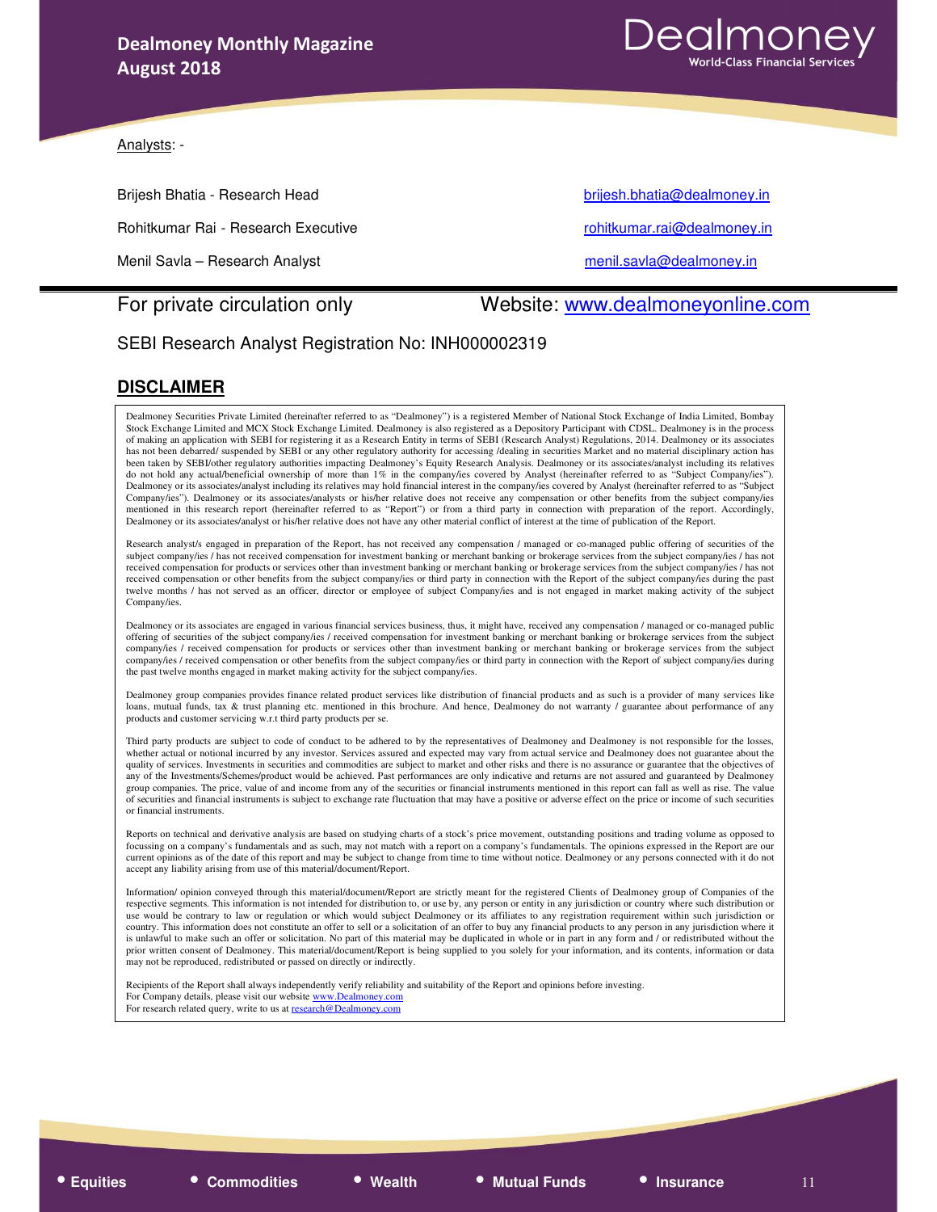Analysts: -

Brijesh Bhatia - Research Head brijesh.bhatia@dealmoney.in

Rohitkumar Rai - Research Executive rohitkumar.rai@dealmoney.in

Menil Savla – Research Analyst menil.savla@dealmoney.in

For private circulation only Website: www.dealmoneyonline.com

SEBI Research Analyst Registration No: INH000002319

## DISCLAIMER

Dealmoney Securities Private Limited (hereinafter referred to as "Dealmoney") is a registered Member of National Stock Exchange of India Limited, Bombay Stock Exchange Limited and MCX Stock Exchange Limited. Dealmoney is also registered as a Depository Participant with CDSL. Dealmoney is in the process of making an application with SEBI for registering it as a Research Entity in terms of SEBI (Research Analyst) Regulations, 2014. Dealmoney or its associates has not been debarred/ suspended by SEBI or any other regulatory authority for accessing /dealing in securities Market and no material disciplinary action has been taken by SEBI/other regulatory authorities impacting Dealmoney's Equity Research Analysis. Dealmoney or its associates/analyst including its relatives do not hold any actual/beneficial ownership of more than 1% in the company/ies covered by Analyst (hereinafter referred to as "Subject Company/ies"). Dealmoney or its associates/analyst including its relatives may hold financial interest in the company/ies covered by Analyst (hereinafter referred to as "Subject Company/ies"). Dealmoney or its associates/analysts or his/her relative does not receive any compensation or other benefits from the subject company/ies mentioned in this research report (hereinafter referred to as "Report") or from a third party in connection with preparation of the report. Accordingly, Dealmoney or its associates/analyst or his/her relative does not have any other material conflict of interest at the time of publication of the Report.

Research analyst/s engaged in preparation of the Report, has not received any compensation / managed or co-managed public offering of securities of the subject company/ies / has not received compensation for investment banking or merchant banking or brokerage services from the subject company/ies / has not received compensation for products or services other than investment banking or merchant banking or brokerage services from the subject company/ies / has not received compensation or other benefits from the subject company/ies or third party in connection with the Report of the subject company/ies during the past twelve months / has not served as an officer, director or employee of subject Company/ies and is not engaged in market making activity of the subject Company/ies.

Dealmoney or its associates are engaged in various financial services business, thus, it might have, received any compensation / managed or co-managed public offering of securities of the subject company/ies / received compensation for investment banking or merchant banking or brokerage services from the subject company/ies / received compensation for products or services other than investment banking or merchant banking or brokerage services from the subject company/ies / received compensation or other benefits from the subject company/ies or third party in connection with the Report of subject company/ies during the past twelve months engaged in market making activity for the subject company/ies.

Dealmoney group companies provides finance related product services like distribution of financial products and as such is a provider of many services like loans, mutual funds, tax & trust planning etc. mentioned in this brochure. And hence, Dealmoney do not warranty / guarantee about performance of any products and customer servicing w.r.t third party products per se.

Third party products are subject to code of conduct to be adhered to by the representatives of Dealmoney and Dealmoney is not responsible for the losses, whether actual or notional incurred by any investor. Services assured and expected may vary from actual service and Dealmoney does not guarantee about the quality of services. Investments in securities and commodities are subject to market and other risks and there is no assurance or guarantee that the objectives of any of the Investments/Schemes/product would be achieved. Past performances are only indicative and returns are not assured and guaranteed by Dealmoney group companies. The price, value of and income from any of the securities or financial instruments mentioned in this report can fall as well as rise. The value of securities and financial instruments is subject to exchange rate fluctuation that may have a positive or adverse effect on the price or income of such securities or financial instruments.

Reports on technical and derivative analysis are based on studying charts of a stock's price movement, outstanding positions and trading volume as opposed to focussing on a company's fundamentals and as such, may not match with a report on a company's fundamentals. The opinions expressed in the Report are our current opinions as of the date of this report and may be subject to change from time to time without notice. Dealmoney or any persons connected with it do not accept any liability arising from use of this material/document/Report.

Information/ opinion conveyed through this material/document/Report are strictly meant for the registered Clients of Dealmoney group of Companies of the respective segments. This information is not intended for distribution to, or use by, any person or entity in any jurisdiction or country where such distribution or use would be contrary to law or regulation or which would subject Dealmoney or its affiliates to any registration requirement within such jurisdiction or country. This information does not constitute an offer to sell or a solicitation of an offer to buy any financial products to any person in any jurisdiction where it is unlawful to make such an offer or solicitation. No part of this material may be duplicated in whole or in part in any form and / or redistributed without the prior written consent of Dealmoney. This material/document/Report is being supplied to you solely for your information, and its contents, information or data may not be reproduced, redistributed or passed on directly or indirectly.

Recipients of the Report shall always independently verify reliability and suitability of the Report and opinions before investing.
For Company details, please visit our website www.Dealmoney.com
For research related query, write to us at research@Dealmoney.com